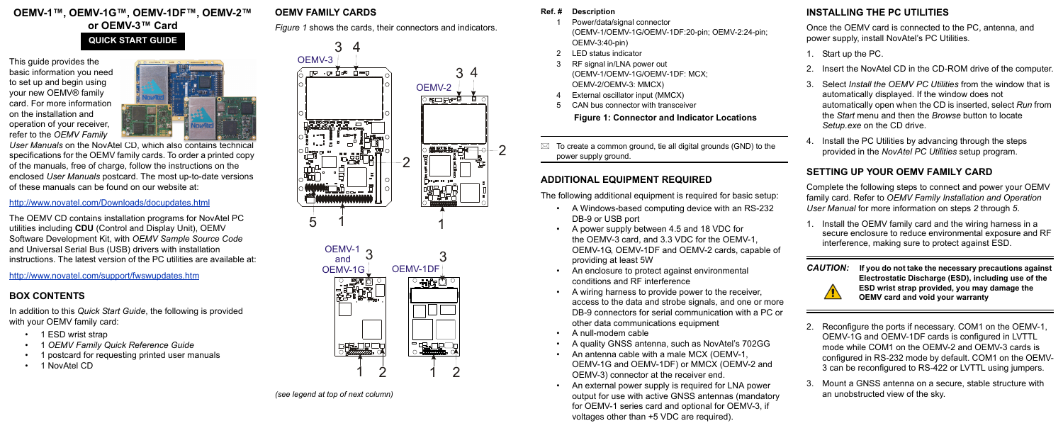# OEMV-1™, OEMV-1G™, OEMV-1DF™, OEMV-2™ or OEMV-3™ Card

## QUICK START GUIDE

This guide provides the basic information you need to set up and begin using your new OEMV® family card. For more information on the installation and operation of your receiver, refer to the *OEMV Family User Manuals* on the NovAtel CD, which also contains technical specifications for the OEMV family cards. To order a printed copy of the manuals, free of charge, follow the instructions on the enclosed *User Manuals* postcard. The most up-to-date versions of these manuals can be found on our website at:

http://www.novatel.com/Downloads/docupdates.html

The OEMV CD contains installation programs for NovAtel PC utilities including **CDU** (Control and Display Unit), OEMV Software Development Kit, with *OEMV Sample Source Code* and Universal Serial Bus (USB) drivers with installation instructions. The latest version of the PC utilities are available at:

http://www.novatel.com/support/fwswupdates.htm

## BOX CONTENTS

In addition to this *Quick Start Guide*, the following is provided with your OEMV family card:

- 1 ESD wrist strap
- 1 *OEMV Family Quick Reference Guide*
- 1 postcard for requesting printed user manuals
- 1 NovAtel CD

## OEMV FAMILY CARDS

*Figure 1* shows the cards, their connectors and indicators.

*(see legend at top of next column)*

| Ref. # | Description |
|---|---|
| 1 | Power/data/signal connector (OEMV-1/OEMV-1G/OEMV-1DF:20-pin; OEMV-2:24-pin; OEMV-3:40-pin) |
| 2 | LED status indicator |
| 3 | RF signal in/LNA power out (OEMV-1/OEMV-1G/OEMV-1DF: MCX; OEMV-2/OEMV-3: MMCX) |
| 4 | External oscillator input (MMCX) |
| 5 | CAN bus connector with transceiver |

**Figure 1: Connector and Indicator Locations**

To create a common ground, tie all digital grounds (GND) to the power supply ground.

## ADDITIONAL EQUIPMENT REQUIRED

The following additional equipment is required for basic setup:

- A Windows-based computing device with an RS-232 DB-9 or USB port
- A power supply between 4.5 and 18 VDC for the OEMV-3 card, and 3.3 VDC for the OEMV-1, OEMV-1G, OEMV-1DF and OEMV-2 cards, capable of providing at least 5W
- An enclosure to protect against environmental conditions and RF interference
- A wiring harness to provide power to the receiver, access to the data and strobe signals, and one or more DB-9 connectors for serial communication with a PC or other data communications equipment
- A null-modem cable
- A quality GNSS antenna, such as NovAtel's 702GG
- An antenna cable with a male MCX (OEMV-1, OEMV-1G and OEMV-1DF) or MMCX (OEMV-2 and OEMV-3) connector at the receiver end.
- An external power supply is required for LNA power output for use with active GNSS antennas (mandatory for OEMV-1 series card and optional for OEMV-3, if voltages other than +5 VDC are required).

## INSTALLING THE PC UTILITIES

Once the OEMV card is connected to the PC, antenna, and power supply, install NovAtel's PC Utilities.

1. Start up the PC.
2. Insert the NovAtel CD in the CD-ROM drive of the computer.
3. Select *Install the OEMV PC Utilities* from the window that is automatically displayed. If the window does not automatically open when the CD is inserted, select *Run* from the *Start* menu and then the *Browse* button to locate *Setup.exe* on the CD drive.
4. Install the PC Utilities by advancing through the steps provided in the *NovAtel PC Utilities* setup program.

## SETTING UP YOUR OEMV FAMILY CARD

Complete the following steps to connect and power your OEMV family card. Refer to *OEMV Family Installation and Operation User Manual* for more information on steps *2* through *5*.

1. Install the OEMV family card and the wiring harness in a secure enclosure to reduce environmental exposure and RF interference, making sure to protect against ESD.

*CAUTION:* **If you do not take the necessary precautions against Electrostatic Discharge (ESD), including use of the ESD wrist strap provided, you may damage the OEMV card and void your warranty**

2. Reconfigure the ports if necessary. COM1 on the OEMV-1, OEMV-1G and OEMV-1DF cards is configured in LVTTL mode while COM1 on the OEMV-2 and OEMV-3 cards is configured in RS-232 mode by default. COM1 on the OEMV-3 can be reconfigured to RS-422 or LVTTL using jumpers.
3. Mount a GNSS antenna on a secure, stable structure with an unobstructed view of the sky.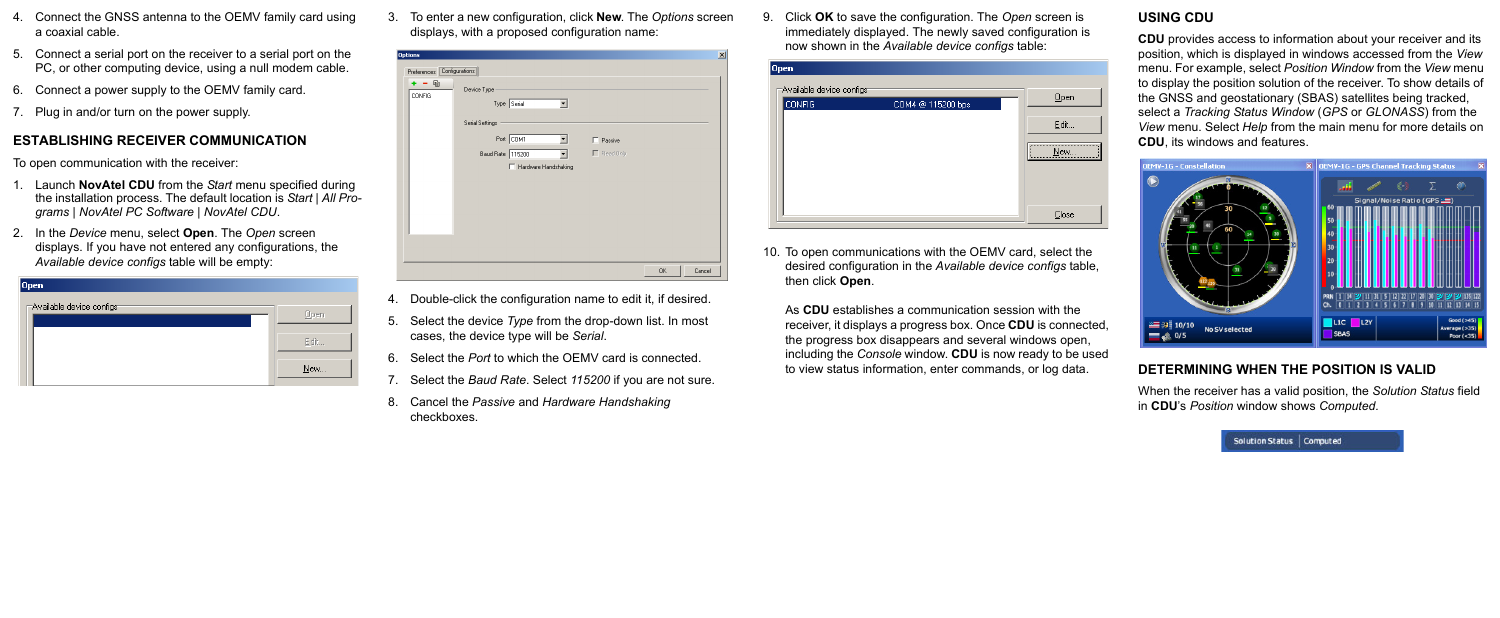4. Connect the GNSS antenna to the OEMV family card using a coaxial cable.

5. Connect a serial port on the receiver to a serial port on the PC, or other computing device, using a null modem cable.

6. Connect a power supply to the OEMV family card.

7. Plug in and/or turn on the power supply.

## ESTABLISHING RECEIVER COMMUNICATION

To open communication with the receiver:

1. Launch **NovAtel CDU** from the *Start* menu specified during the installation process. The default location is *Start | All Programs | NovAtel PC Software | NovAtel CDU*.

2. In the *Device* menu, select **Open**. The *Open* screen displays. If you have not entered any configurations, the *Available device configs* table will be empty:

3. To enter a new configuration, click **New**. The *Options* screen displays, with a proposed configuration name:

4. Double-click the configuration name to edit it, if desired.

5. Select the device *Type* from the drop-down list. In most cases, the device type will be *Serial*.

6. Select the *Port* to which the OEMV card is connected.

7. Select the *Baud Rate*. Select *115200* if you are not sure.

8. Cancel the *Passive* and *Hardware Handshaking* checkboxes.

9. Click **OK** to save the configuration. The *Open* screen is immediately displayed. The newly saved configuration is now shown in the *Available device configs* table:

10. To open communications with the OEMV card, select the desired configuration in the *Available device configs* table, then click **Open**.

    As **CDU** establishes a communication session with the receiver, it displays a progress box. Once **CDU** is connected, the progress box disappears and several windows open, including the *Console* window. **CDU** is now ready to be used to view status information, enter commands, or log data.

## USING CDU

**CDU** provides access to information about your receiver and its position, which is displayed in windows accessed from the *View* menu. For example, select *Position Window* from the *View* menu to display the position solution of the receiver. To show details of the GNSS and geostationary (SBAS) satellites being tracked, select a *Tracking Status Window* (*GPS* or *GLONASS*) from the *View* menu. Select *Help* from the main menu for more details on **CDU**, its windows and features.

## DETERMINING WHEN THE POSITION IS VALID

When the receiver has a valid position, the *Solution Status* field in **CDU**'s *Position* window shows *Computed*.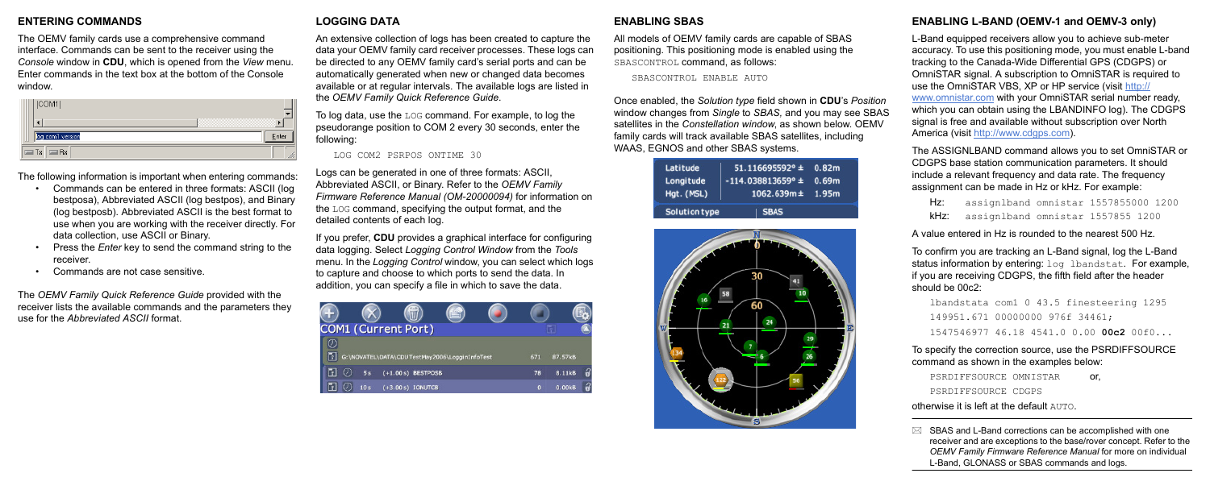## ENTERING COMMANDS

The OEMV family cards use a comprehensive command interface. Commands can be sent to the receiver using the *Console* window in **CDU**, which is opened from the *View* menu. Enter commands in the text box at the bottom of the Console window.

The following information is important when entering commands:

- Commands can be entered in three formats: ASCII (log bestposa), Abbreviated ASCII (log bestpos), and Binary (log bestposb). Abbreviated ASCII is the best format to use when you are working with the receiver directly. For data collection, use ASCII or Binary.
- Press the *Enter* key to send the command string to the receiver.
- Commands are not case sensitive.

The *OEMV Family Quick Reference Guide* provided with the receiver lists the available commands and the parameters they use for the *Abbreviated ASCII* format.

## LOGGING DATA

An extensive collection of logs has been created to capture the data your OEMV family card receiver processes. These logs can be directed to any OEMV family card's serial ports and can be automatically generated when new or changed data becomes available or at regular intervals. The available logs are listed in the *OEMV Family Quick Reference Guide*.

To log data, use the LOG command. For example, to log the pseudorange position to COM 2 every 30 seconds, enter the following:

```
LOG COM2 PSRPOS ONTIME 30
```

Logs can be generated in one of three formats: ASCII, Abbreviated ASCII, or Binary. Refer to the *OEMV Family Firmware Reference Manual (OM-20000094)* for information on the LOG command, specifying the output format, and the detailed contents of each log.

If you prefer, **CDU** provides a graphical interface for configuring data logging. Select *Logging Control Window* from the *Tools* menu. In the *Logging Control* window, you can select which logs to capture and choose to which ports to send the data. In addition, you can specify a file in which to save the data.

## ENABLING SBAS

All models of OEMV family cards are capable of SBAS positioning. This positioning mode is enabled using the SBASCONTROL command, as follows:

```
SBASCONTROL ENABLE AUTO
```

Once enabled, the *Solution type* field shown in **CDU**'s *Position* window changes from *Single* to *SBAS*, and you may see SBAS satellites in the *Constellation window*, as shown below. OEMV family cards will track available SBAS satellites, including WAAS, EGNOS and other SBAS systems.

## ENABLING L-BAND (OEMV-1 and OEMV-3 only)

L-Band equipped receivers allow you to achieve sub-meter accuracy. To use this positioning mode, you must enable L-band tracking to the Canada-Wide Differential GPS (CDGPS) or OmniSTAR signal. A subscription to OmniSTAR is required to use the OmniSTAR VBS, XP or HP service (visit http://www.omnistar.com with your OmniSTAR serial number ready, which you can obtain using the LBANDINFO log). The CDGPS signal is free and available without subscription over North America (visit http://www.cdgps.com).

The ASSIGNLBAND command allows you to set OmniSTAR or CDGPS base station communication parameters. It should include a relevant frequency and data rate. The frequency assignment can be made in Hz or kHz. For example:

Hz: assignlband omnistar 1557855000 1200

kHz: assignlband omnistar 1557855 1200

A value entered in Hz is rounded to the nearest 500 Hz.

To confirm you are tracking an L-Band signal, log the L-Band status information by entering: log lbandstat. For example, if you are receiving CDGPS, the fifth field after the header should be 00c2:

```
lbandstata com1 0 43.5 finesteering 1295
149951.671 00000000 976f 34461;
1547546977 46.18 4541.0 0.00 00c2 00f0...
```

To specify the correction source, use the PSRDIFFSOURCE command as shown in the examples below:

PSRDIFFSOURCE OMNISTAR or,

PSRDIFFSOURCE CDGPS

otherwise it is left at the default AUTO.

SBAS and L-Band corrections can be accomplished with one receiver and are exceptions to the base/rover concept. Refer to the *OEMV Family Firmware Reference Manual* for more on individual L-Band, GLONASS or SBAS commands and logs.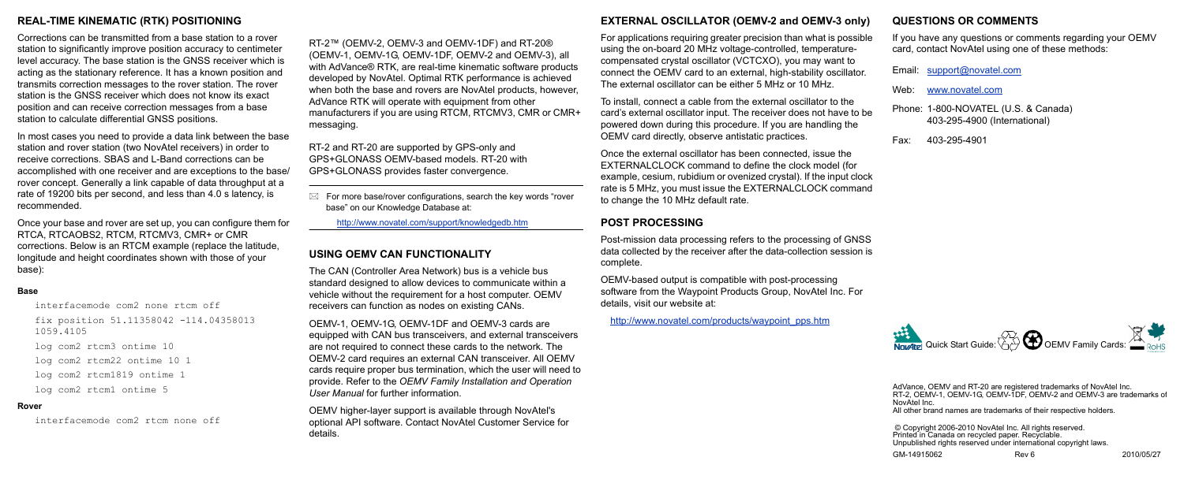## REAL-TIME KINEMATIC (RTK) POSITIONING

Corrections can be transmitted from a base station to a rover station to significantly improve position accuracy to centimeter level accuracy. The base station is the GNSS receiver which is acting as the stationary reference. It has a known position and transmits correction messages to the rover station. The rover station is the GNSS receiver which does not know its exact position and can receive correction messages from a base station to calculate differential GNSS positions.

In most cases you need to provide a data link between the base station and rover station (two NovAtel receivers) in order to receive corrections. SBAS and L-Band corrections can be accomplished with one receiver and are exceptions to the base/rover concept. Generally a link capable of data throughput at a rate of 19200 bits per second, and less than 4.0 s latency, is recommended.

Once your base and rover are set up, you can configure them for RTCA, RTCAOBS2, RTCM, RTCMV3, CMR+ or CMR corrections. Below is an RTCM example (replace the latitude, longitude and height coordinates shown with those of your base):

**Base**

```
interfacemode com2 none rtcm off
fix position 51.11358042 -114.04358013 1059.4105
log com2 rtcm3 ontime 10
log com2 rtcm22 ontime 10 1
log com2 rtcm1819 ontime 1
log com2 rtcm1 ontime 5
```

**Rover**

```
interfacemode com2 rtcm none off
```

RT-2™ (OEMV-2, OEMV-3 and OEMV-1DF) and RT-20® (OEMV-1, OEMV-1G, OEMV-1DF, OEMV-2 and OEMV-3), all with AdVance® RTK, are real-time kinematic software products developed by NovAtel. Optimal RTK performance is achieved when both the base and rovers are NovAtel products, however, AdVance RTK will operate with equipment from other manufacturers if you are using RTCM, RTCMV3, CMR or CMR+ messaging.

RT-2 and RT-20 are supported by GPS-only and GPS+GLONASS OEMV-based models. RT-20 with GPS+GLONASS provides faster convergence.

For more base/rover configurations, search the key words "rover base" on our Knowledge Database at:

http://www.novatel.com/support/knowledgedb.htm

## USING OEMV CAN FUNCTIONALITY

The CAN (Controller Area Network) bus is a vehicle bus standard designed to allow devices to communicate within a vehicle without the requirement for a host computer. OEMV receivers can function as nodes on existing CANs.

OEMV-1, OEMV-1G, OEMV-1DF and OEMV-3 cards are equipped with CAN bus transceivers, and external transceivers are not required to connect these cards to the network. The OEMV-2 card requires an external CAN transceiver. All OEMV cards require proper bus termination, which the user will need to provide. Refer to the *OEMV Family Installation and Operation User Manual* for further information.

OEMV higher-layer support is available through NovAtel's optional API software. Contact NovAtel Customer Service for details.

## EXTERNAL OSCILLATOR (OEMV-2 and OEMV-3 only)

For applications requiring greater precision than what is possible using the on-board 20 MHz voltage-controlled, temperature-compensated crystal oscillator (VCTCXO), you may want to connect the OEMV card to an external, high-stability oscillator. The external oscillator can be either 5 MHz or 10 MHz.

To install, connect a cable from the external oscillator to the card's external oscillator input. The receiver does not have to be powered down during this procedure. If you are handling the OEMV card directly, observe antistatic practices.

Once the external oscillator has been connected, issue the EXTERNALCLOCK command to define the clock model (for example, cesium, rubidium or ovenized crystal). If the input clock rate is 5 MHz, you must issue the EXTERNALCLOCK command to change the 10 MHz default rate.

## POST PROCESSING

Post-mission data processing refers to the processing of GNSS data collected by the receiver after the data-collection session is complete.

OEMV-based output is compatible with post-processing software from the Waypoint Products Group, NovAtel Inc. For details, visit our website at:

http://www.novatel.com/products/waypoint_pps.htm

## QUESTIONS OR COMMENTS

If you have any questions or comments regarding your OEMV card, contact NovAtel using one of these methods:

Email: support@novatel.com

Web: www.novatel.com

Phone: 1-800-NOVATEL (U.S. & Canada)
403-295-4900 (International)

Fax: 403-295-4901

Quick Start Guide: OEMV Family Cards: RoHS

AdVance, OEMV and RT-20 are registered trademarks of NovAtel Inc.
RT-2, OEMV-1, OEMV-1G, OEMV-1DF, OEMV-2 and OEMV-3 are trademarks of NovAtel Inc.
All other brand names are trademarks of their respective holders.

© Copyright 2006-2010 NovAtel Inc. All rights reserved.
Printed in Canada on recycled paper. Recyclable.
Unpublished rights reserved under international copyright laws.

GM-14915062 Rev 6 2010/05/27